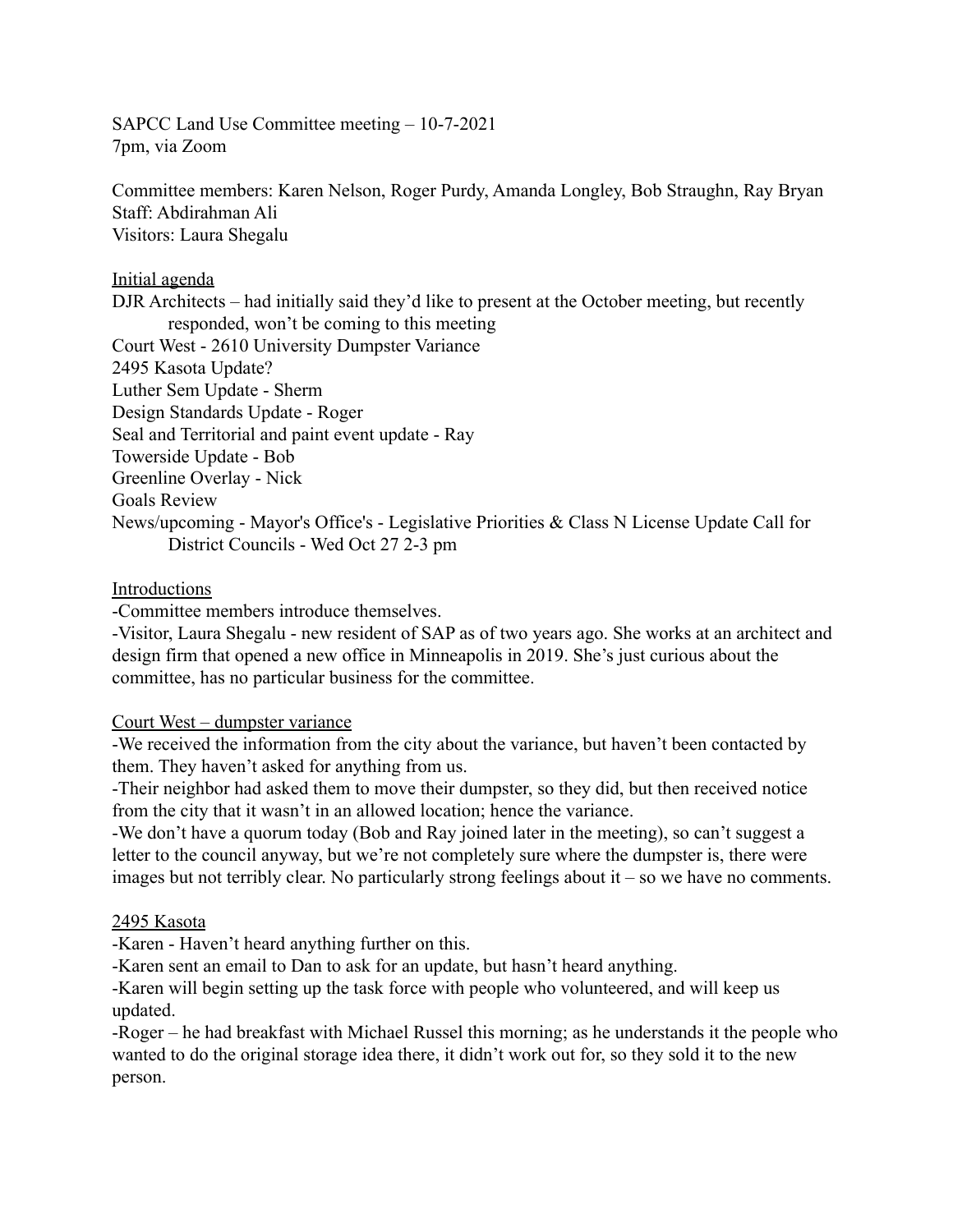SAPCC Land Use Committee meeting – 10-7-2021
7pm, via Zoom

Committee members: Karen Nelson, Roger Purdy, Amanda Longley, Bob Straughn, Ray Bryan
Staff: Abdirahman Ali
Visitors: Laura Shegalu

<u>Initial agenda</u>

DJR Architects – had initially said they'd like to present at the October meeting, but recently responded, won't be coming to this meeting
Court West - 2610 University Dumpster Variance
2495 Kasota Update?
Luther Sem Update - Sherm
Design Standards Update - Roger
Seal and Territorial and paint event update - Ray
Towerside Update - Bob
Greenline Overlay - Nick
Goals Review
News/upcoming - Mayor's Office's - Legislative Priorities & Class N License Update Call for District Councils - Wed Oct 27 2-3 pm

<u>Introductions</u>

-Committee members introduce themselves.
-Visitor, Laura Shegalu - new resident of SAP as of two years ago. She works at an architect and design firm that opened a new office in Minneapolis in 2019. She's just curious about the committee, has no particular business for the committee.

<u>Court West – dumpster variance</u>

-We received the information from the city about the variance, but haven't been contacted by them. They haven't asked for anything from us.
-Their neighbor had asked them to move their dumpster, so they did, but then received notice from the city that it wasn't in an allowed location; hence the variance.
-We don't have a quorum today (Bob and Ray joined later in the meeting), so can't suggest a letter to the council anyway, but we're not completely sure where the dumpster is, there were images but not terribly clear. No particularly strong feelings about it – so we have no comments.

<u>2495 Kasota</u>

-Karen - Haven't heard anything further on this.
-Karen sent an email to Dan to ask for an update, but hasn't heard anything.
-Karen will begin setting up the task force with people who volunteered, and will keep us updated.
-Roger – he had breakfast with Michael Russel this morning; as he understands it the people who wanted to do the original storage idea there, it didn't work out for, so they sold it to the new person.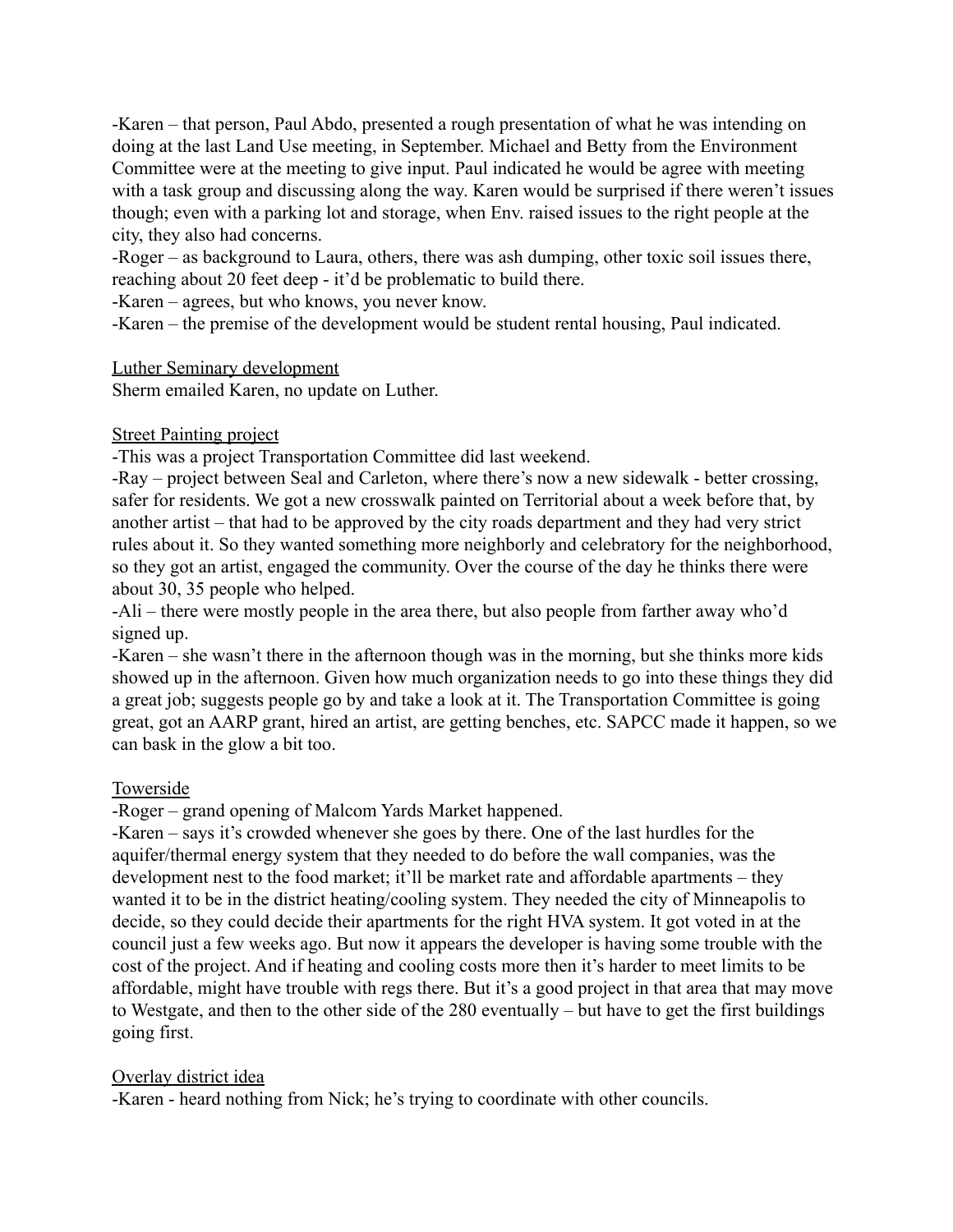-Karen – that person, Paul Abdo, presented a rough presentation of what he was intending on doing at the last Land Use meeting, in September. Michael and Betty from the Environment Committee were at the meeting to give input. Paul indicated he would be agree with meeting with a task group and discussing along the way. Karen would be surprised if there weren't issues though; even with a parking lot and storage, when Env. raised issues to the right people at the city, they also had concerns.

-Roger – as background to Laura, others, there was ash dumping, other toxic soil issues there, reaching about 20 feet deep - it'd be problematic to build there.

-Karen – agrees, but who knows, you never know.

-Karen – the premise of the development would be student rental housing, Paul indicated.

<u>Luther Seminary development</u>

Sherm emailed Karen, no update on Luther.

<u>Street Painting project</u>

-This was a project Transportation Committee did last weekend.

-Ray – project between Seal and Carleton, where there's now a new sidewalk - better crossing, safer for residents. We got a new crosswalk painted on Territorial about a week before that, by another artist – that had to be approved by the city roads department and they had very strict rules about it. So they wanted something more neighborly and celebratory for the neighborhood, so they got an artist, engaged the community. Over the course of the day he thinks there were about 30, 35 people who helped.

-Ali – there were mostly people in the area there, but also people from farther away who'd signed up.

-Karen – she wasn't there in the afternoon though was in the morning, but she thinks more kids showed up in the afternoon. Given how much organization needs to go into these things they did a great job; suggests people go by and take a look at it. The Transportation Committee is going great, got an AARP grant, hired an artist, are getting benches, etc. SAPCC made it happen, so we can bask in the glow a bit too.

<u>Towerside</u>

-Roger – grand opening of Malcom Yards Market happened.

-Karen – says it's crowded whenever she goes by there. One of the last hurdles for the aquifer/thermal energy system that they needed to do before the wall companies, was the development nest to the food market; it'll be market rate and affordable apartments – they wanted it to be in the district heating/cooling system. They needed the city of Minneapolis to decide, so they could decide their apartments for the right HVA system. It got voted in at the council just a few weeks ago. But now it appears the developer is having some trouble with the cost of the project. And if heating and cooling costs more then it's harder to meet limits to be affordable, might have trouble with regs there. But it's a good project in that area that may move to Westgate, and then to the other side of the 280 eventually – but have to get the first buildings going first.

<u>Overlay district idea</u>

-Karen - heard nothing from Nick; he's trying to coordinate with other councils.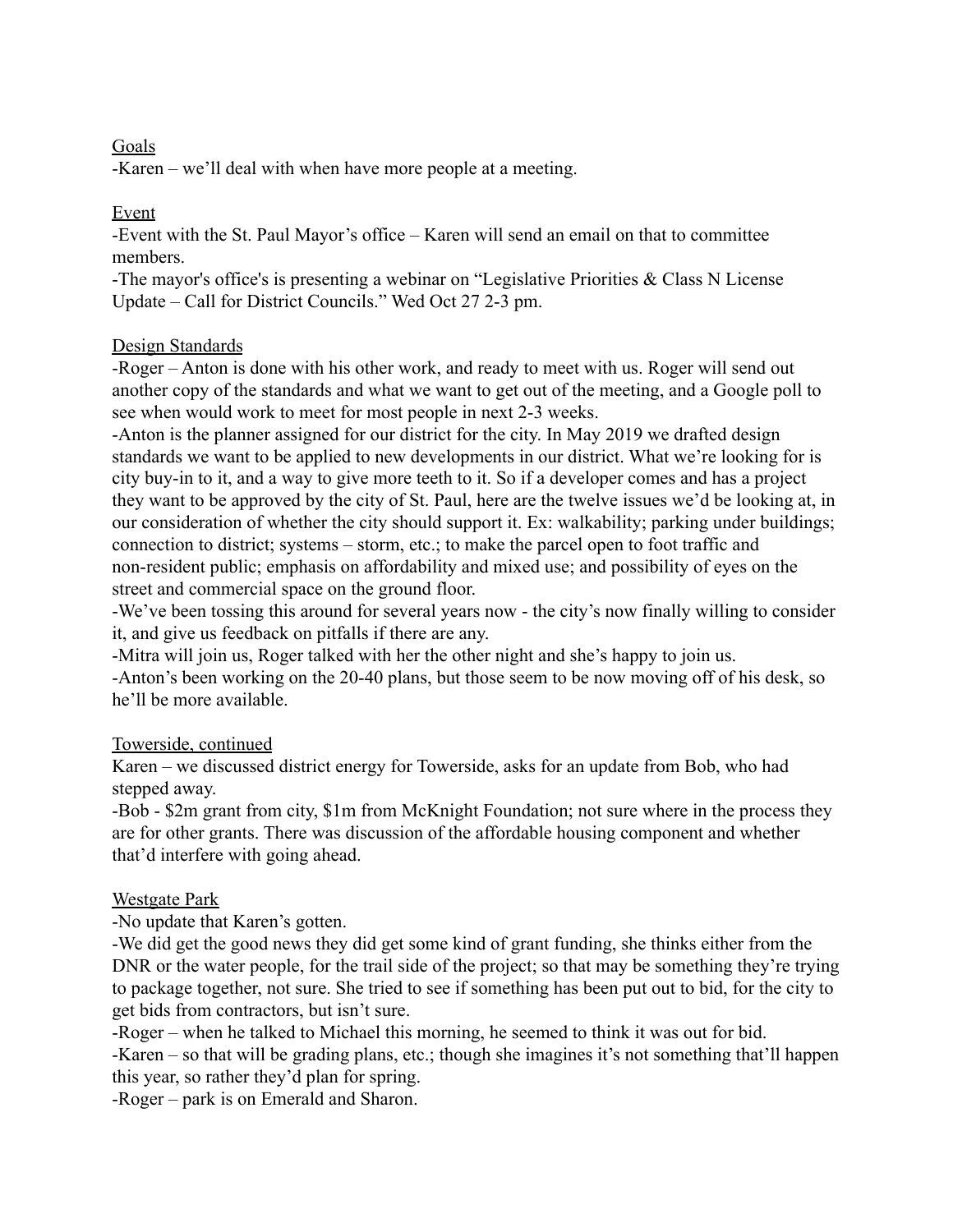<u>Goals</u>

-Karen – we'll deal with when have more people at a meeting.

<u>Event</u>

-Event with the St. Paul Mayor's office – Karen will send an email on that to committee members.

-The mayor's office's is presenting a webinar on "Legislative Priorities & Class N License Update – Call for District Councils." Wed Oct 27 2-3 pm.

<u>Design Standards</u>

-Roger – Anton is done with his other work, and ready to meet with us. Roger will send out another copy of the standards and what we want to get out of the meeting, and a Google poll to see when would work to meet for most people in next 2-3 weeks.

-Anton is the planner assigned for our district for the city. In May 2019 we drafted design standards we want to be applied to new developments in our district. What we're looking for is city buy-in to it, and a way to give more teeth to it. So if a developer comes and has a project they want to be approved by the city of St. Paul, here are the twelve issues we'd be looking at, in our consideration of whether the city should support it. Ex: walkability; parking under buildings; connection to district; systems – storm, etc.; to make the parcel open to foot traffic and non-resident public; emphasis on affordability and mixed use; and possibility of eyes on the street and commercial space on the ground floor.

-We've been tossing this around for several years now - the city's now finally willing to consider it, and give us feedback on pitfalls if there are any.

-Mitra will join us, Roger talked with her the other night and she's happy to join us.

-Anton's been working on the 20-40 plans, but those seem to be now moving off of his desk, so he'll be more available.

<u>Towerside, continued</u>

Karen – we discussed district energy for Towerside, asks for an update from Bob, who had stepped away.

-Bob - $2m grant from city, $1m from McKnight Foundation; not sure where in the process they are for other grants. There was discussion of the affordable housing component and whether that'd interfere with going ahead.

<u>Westgate Park</u>

-No update that Karen's gotten.

-We did get the good news they did get some kind of grant funding, she thinks either from the DNR or the water people, for the trail side of the project; so that may be something they're trying to package together, not sure. She tried to see if something has been put out to bid, for the city to get bids from contractors, but isn't sure.

-Roger – when he talked to Michael this morning, he seemed to think it was out for bid.

-Karen – so that will be grading plans, etc.; though she imagines it's not something that'll happen this year, so rather they'd plan for spring.

-Roger – park is on Emerald and Sharon.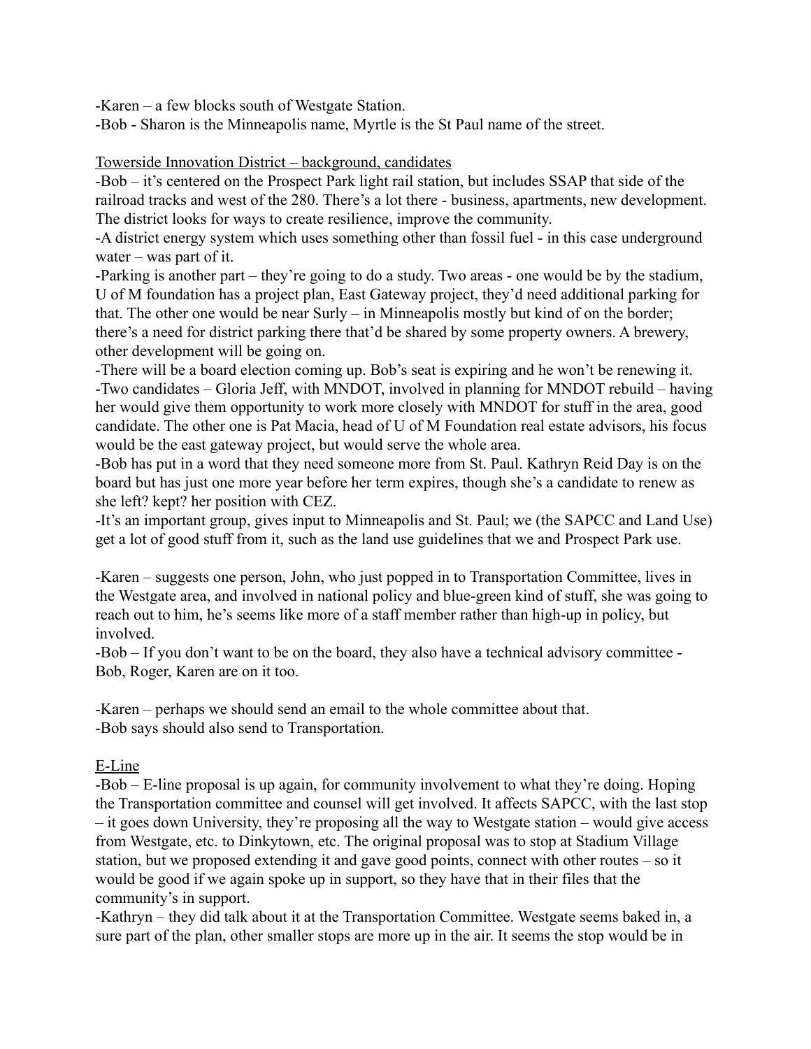-Karen – a few blocks south of Westgate Station.
-Bob - Sharon is the Minneapolis name, Myrtle is the St Paul name of the street.

<u>Towerside Innovation District – background, candidates</u>

-Bob – it's centered on the Prospect Park light rail station, but includes SSAP that side of the railroad tracks and west of the 280. There's a lot there - business, apartments, new development. The district looks for ways to create resilience, improve the community.
-A district energy system which uses something other than fossil fuel - in this case underground water – was part of it.
-Parking is another part – they're going to do a study. Two areas - one would be by the stadium, U of M foundation has a project plan, East Gateway project, they'd need additional parking for that. The other one would be near Surly – in Minneapolis mostly but kind of on the border; there's a need for district parking there that'd be shared by some property owners. A brewery, other development will be going on.
-There will be a board election coming up. Bob's seat is expiring and he won't be renewing it.
-Two candidates – Gloria Jeff, with MNDOT, involved in planning for MNDOT rebuild – having her would give them opportunity to work more closely with MNDOT for stuff in the area, good candidate. The other one is Pat Macia, head of U of M Foundation real estate advisors, his focus would be the east gateway project, but would serve the whole area.
-Bob has put in a word that they need someone more from St. Paul. Kathryn Reid Day is on the board but has just one more year before her term expires, though she's a candidate to renew as she left? kept? her position with CEZ.
-It's an important group, gives input to Minneapolis and St. Paul; we (the SAPCC and Land Use) get a lot of good stuff from it, such as the land use guidelines that we and Prospect Park use.

-Karen – suggests one person, John, who just popped in to Transportation Committee, lives in the Westgate area, and involved in national policy and blue-green kind of stuff, she was going to reach out to him, he's seems like more of a staff member rather than high-up in policy, but involved.
-Bob – If you don't want to be on the board, they also have a technical advisory committee - Bob, Roger, Karen are on it too.

-Karen – perhaps we should send an email to the whole committee about that.
-Bob says should also send to Transportation.

<u>E-Line</u>

-Bob – E-line proposal is up again, for community involvement to what they're doing. Hoping the Transportation committee and counsel will get involved. It affects SAPCC, with the last stop – it goes down University, they're proposing all the way to Westgate station – would give access from Westgate, etc. to Dinkytown, etc. The original proposal was to stop at Stadium Village station, but we proposed extending it and gave good points, connect with other routes – so it would be good if we again spoke up in support, so they have that in their files that the community's in support.
-Kathryn – they did talk about it at the Transportation Committee. Westgate seems baked in, a sure part of the plan, other smaller stops are more up in the air. It seems the stop would be in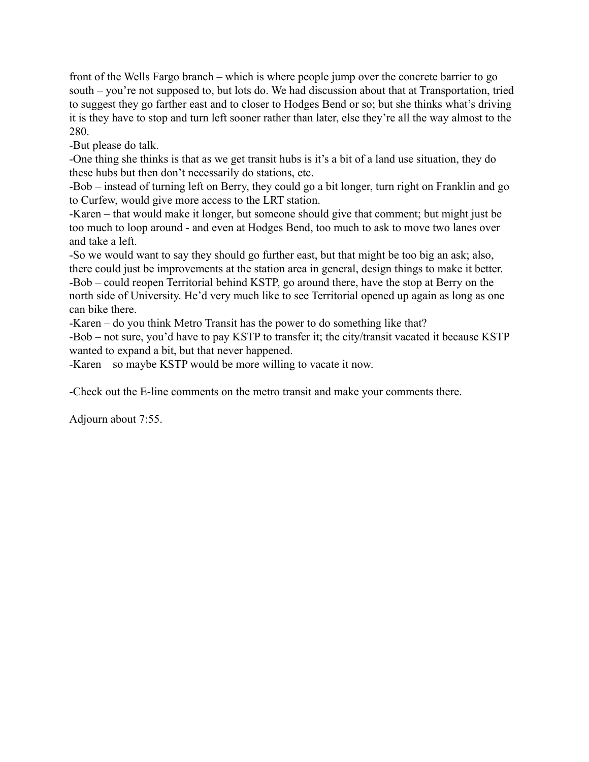front of the Wells Fargo branch – which is where people jump over the concrete barrier to go south – you're not supposed to, but lots do. We had discussion about that at Transportation, tried to suggest they go farther east and to closer to Hodges Bend or so; but she thinks what's driving it is they have to stop and turn left sooner rather than later, else they're all the way almost to the 280.

-But please do talk.

-One thing she thinks is that as we get transit hubs is it's a bit of a land use situation, they do these hubs but then don't necessarily do stations, etc.

-Bob – instead of turning left on Berry, they could go a bit longer, turn right on Franklin and go to Curfew, would give more access to the LRT station.

-Karen – that would make it longer, but someone should give that comment; but might just be too much to loop around - and even at Hodges Bend, too much to ask to move two lanes over and take a left.

-So we would want to say they should go further east, but that might be too big an ask; also, there could just be improvements at the station area in general, design things to make it better.

-Bob – could reopen Territorial behind KSTP, go around there, have the stop at Berry on the north side of University. He'd very much like to see Territorial opened up again as long as one can bike there.

-Karen – do you think Metro Transit has the power to do something like that?

-Bob – not sure, you'd have to pay KSTP to transfer it; the city/transit vacated it because KSTP wanted to expand a bit, but that never happened.

-Karen – so maybe KSTP would be more willing to vacate it now.

-Check out the E-line comments on the metro transit and make your comments there.

Adjourn about 7:55.